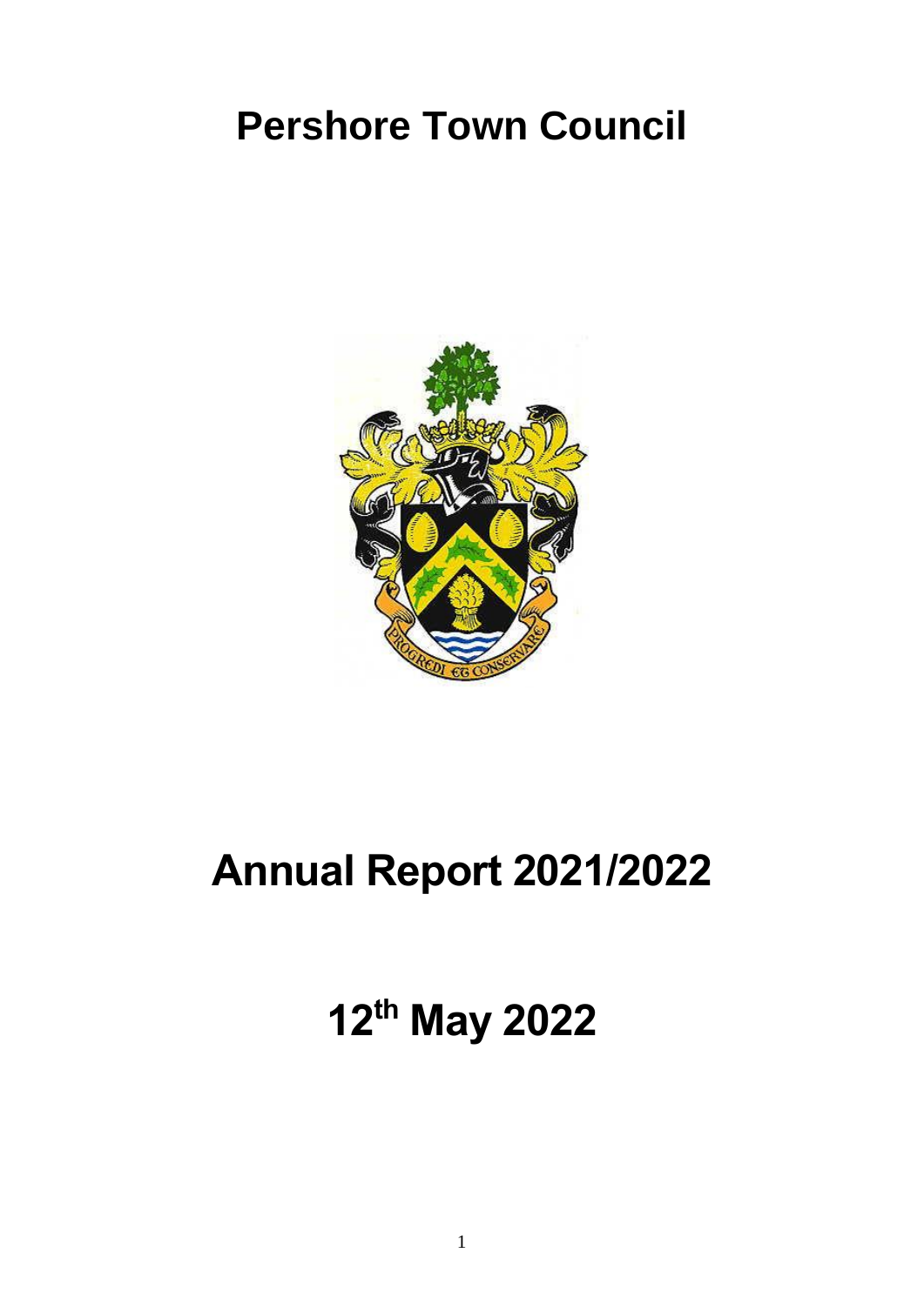# Pershore Town Council

# Annual Report 2021/2022

## 12th May 2022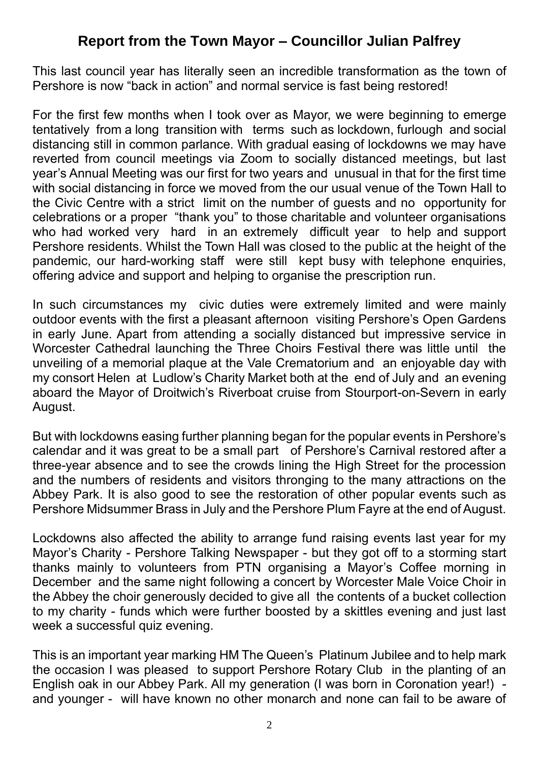## Report from the Town Mayor – Councillor Julian Palfrey

This last council year has literally seen an incredible transformation as the town of Pershore is now "back in action" and normal service is fast being restored!

For the first few months when I took over as Mayor, we were beginning to emerge tentatively from a long transition with terms such as lockdown, furlough and social distancing still in common parlance. With gradual easing of lockdowns we may have reverted from council meetings via Zoom to socially distanced meetings, but last year's Annual Meeting was our first for two years and unusual in that for the first time with social distancing in force we moved from the our usual venue of the Town Hall to the Civic Centre with a strict limit on the number of guests and no opportunity for celebrations or a proper "thank you" to those charitable and volunteer organisations who had worked very hard in an extremely difficult year to help and support Pershore residents. Whilst the Town Hall was closed to the public at the height of the pandemic, our hard-working staff were still kept busy with telephone enquiries, offering advice and support and helping to organise the prescription run.

In such circumstances my civic duties were extremely limited and were mainly outdoor events with the first a pleasant afternoon visiting Pershore's Open Gardens in early June. Apart from attending a socially distanced but impressive service in Worcester Cathedral launching the Three Choirs Festival there was little until the unveiling of a memorial plaque at the Vale Crematorium and an enjoyable day with my consort Helen at Ludlow's Charity Market both at the end of July and an evening aboard the Mayor of Droitwich's Riverboat cruise from Stourport-on-Severn in early August.

But with lockdowns easing further planning began for the popular events in Pershore's calendar and it was great to be a small part of Pershore's Carnival restored after a three-year absence and to see the crowds lining the High Street for the procession and the numbers of residents and visitors thronging to the many attractions on the Abbey Park. It is also good to see the restoration of other popular events such as Pershore Midsummer Brass in July and the Pershore Plum Fayre at the end of August.

Lockdowns also affected the ability to arrange fund raising events last year for my Mayor's Charity - Pershore Talking Newspaper - but they got off to a storming start thanks mainly to volunteers from PTN organising a Mayor's Coffee morning in December and the same night following a concert by Worcester Male Voice Choir in the Abbey the choir generously decided to give all the contents of a bucket collection to my charity - funds which were further boosted by a skittles evening and just last week a successful quiz evening.

This is an important year marking HM The Queen's Platinum Jubilee and to help mark the occasion I was pleased to support Pershore Rotary Club in the planting of an English oak in our Abbey Park. All my generation (I was born in Coronation year!) - and younger - will have known no other monarch and none can fail to be aware of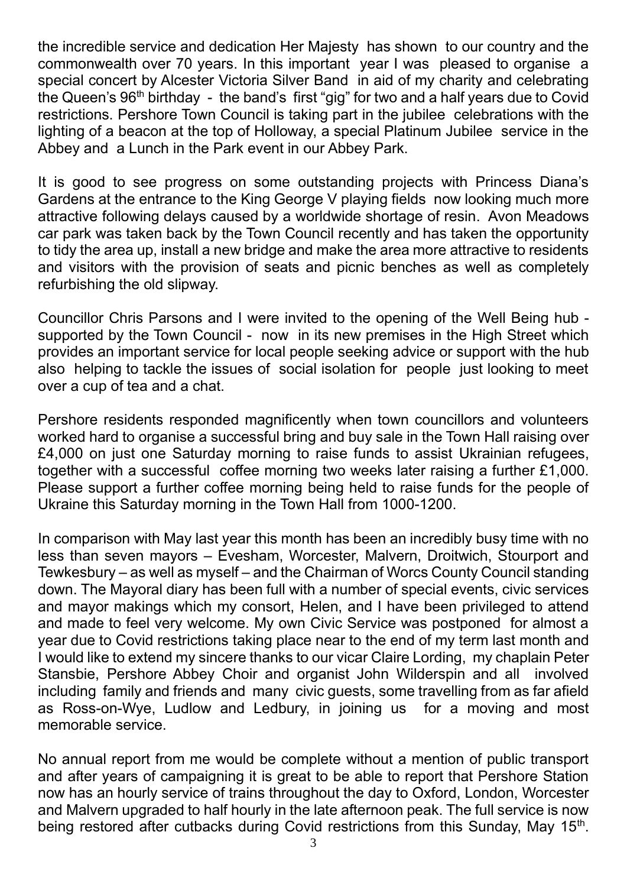the incredible service and dedication Her Majesty has shown to our country and the commonwealth over 70 years. In this important year I was pleased to organise a special concert by Alcester Victoria Silver Band in aid of my charity and celebrating the Queen's 96th birthday - the band's first "gig" for two and a half years due to Covid restrictions. Pershore Town Council is taking part in the jubilee celebrations with the lighting of a beacon at the top of Holloway, a special Platinum Jubilee service in the Abbey and a Lunch in the Park event in our Abbey Park.

It is good to see progress on some outstanding projects with Princess Diana's Gardens at the entrance to the King George V playing fields now looking much more attractive following delays caused by a worldwide shortage of resin. Avon Meadows car park was taken back by the Town Council recently and has taken the opportunity to tidy the area up, install a new bridge and make the area more attractive to residents and visitors with the provision of seats and picnic benches as well as completely refurbishing the old slipway.

Councillor Chris Parsons and I were invited to the opening of the Well Being hub - supported by the Town Council - now in its new premises in the High Street which provides an important service for local people seeking advice or support with the hub also helping to tackle the issues of social isolation for people just looking to meet over a cup of tea and a chat.

Pershore residents responded magnificently when town councillors and volunteers worked hard to organise a successful bring and buy sale in the Town Hall raising over £4,000 on just one Saturday morning to raise funds to assist Ukrainian refugees, together with a successful coffee morning two weeks later raising a further £1,000. Please support a further coffee morning being held to raise funds for the people of Ukraine this Saturday morning in the Town Hall from 1000-1200.

In comparison with May last year this month has been an incredibly busy time with no less than seven mayors – Evesham, Worcester, Malvern, Droitwich, Stourport and Tewkesbury – as well as myself – and the Chairman of Worcs County Council standing down. The Mayoral diary has been full with a number of special events, civic services and mayor makings which my consort, Helen, and I have been privileged to attend and made to feel very welcome. My own Civic Service was postponed for almost a year due to Covid restrictions taking place near to the end of my term last month and I would like to extend my sincere thanks to our vicar Claire Lording, my chaplain Peter Stansbie, Pershore Abbey Choir and organist John Wilderspin and all involved including family and friends and many civic guests, some travelling from as far afield as Ross-on-Wye, Ludlow and Ledbury, in joining us for a moving and most memorable service.

No annual report from me would be complete without a mention of public transport and after years of campaigning it is great to be able to report that Pershore Station now has an hourly service of trains throughout the day to Oxford, London, Worcester and Malvern upgraded to half hourly in the late afternoon peak. The full service is now being restored after cutbacks during Covid restrictions from this Sunday, May 15th.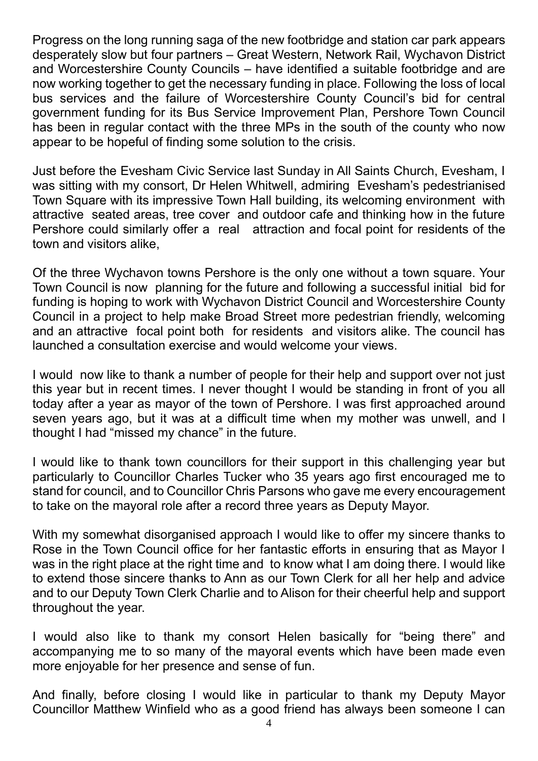Progress on the long running saga of the new footbridge and station car park appears desperately slow but four partners – Great Western, Network Rail, Wychavon District and Worcestershire County Councils – have identified a suitable footbridge and are now working together to get the necessary funding in place. Following the loss of local bus services and the failure of Worcestershire County Council's bid for central government funding for its Bus Service Improvement Plan, Pershore Town Council has been in regular contact with the three MPs in the south of the county who now appear to be hopeful of finding some solution to the crisis.

Just before the Evesham Civic Service last Sunday in All Saints Church, Evesham, I was sitting with my consort, Dr Helen Whitwell, admiring Evesham's pedestrianised Town Square with its impressive Town Hall building, its welcoming environment with attractive seated areas, tree cover and outdoor cafe and thinking how in the future Pershore could similarly offer a real attraction and focal point for residents of the town and visitors alike,

Of the three Wychavon towns Pershore is the only one without a town square. Your Town Council is now planning for the future and following a successful initial bid for funding is hoping to work with Wychavon District Council and Worcestershire County Council in a project to help make Broad Street more pedestrian friendly, welcoming and an attractive focal point both for residents and visitors alike. The council has launched a consultation exercise and would welcome your views.

I would now like to thank a number of people for their help and support over not just this year but in recent times. I never thought I would be standing in front of you all today after a year as mayor of the town of Pershore. I was first approached around seven years ago, but it was at a difficult time when my mother was unwell, and I thought I had "missed my chance" in the future.

I would like to thank town councillors for their support in this challenging year but particularly to Councillor Charles Tucker who 35 years ago first encouraged me to stand for council, and to Councillor Chris Parsons who gave me every encouragement to take on the mayoral role after a record three years as Deputy Mayor.

With my somewhat disorganised approach I would like to offer my sincere thanks to Rose in the Town Council office for her fantastic efforts in ensuring that as Mayor I was in the right place at the right time and to know what I am doing there. I would like to extend those sincere thanks to Ann as our Town Clerk for all her help and advice and to our Deputy Town Clerk Charlie and to Alison for their cheerful help and support throughout the year.

I would also like to thank my consort Helen basically for "being there" and accompanying me to so many of the mayoral events which have been made even more enjoyable for her presence and sense of fun.

And finally, before closing I would like in particular to thank my Deputy Mayor Councillor Matthew Winfield who as a good friend has always been someone I can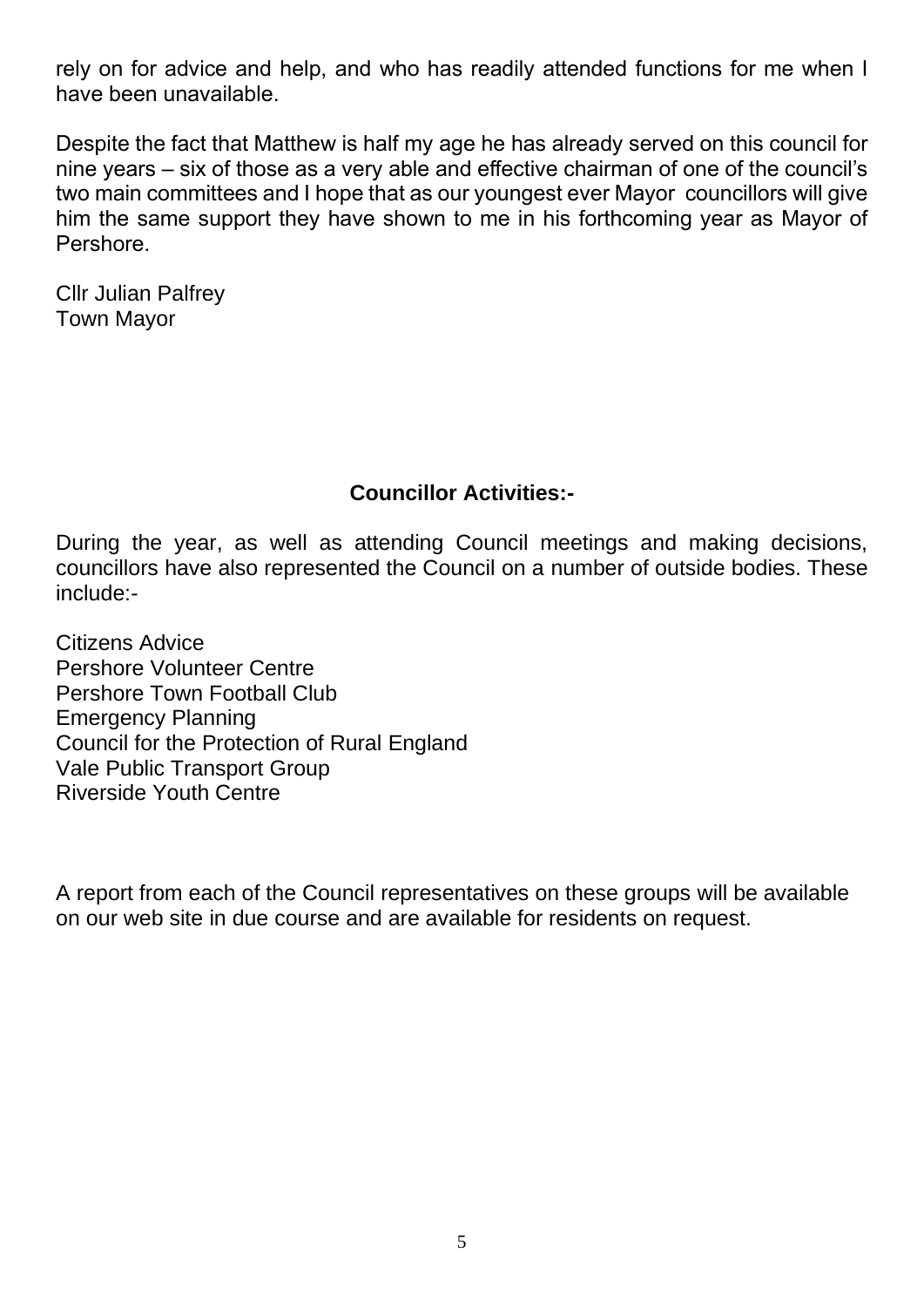rely on for advice and help, and who has readily attended functions for me when I have been unavailable.

Despite the fact that Matthew is half my age he has already served on this council for nine years – six of those as a very able and effective chairman of one of the council's two main committees and I hope that as our youngest ever Mayor councillors will give him the same support they have shown to me in his forthcoming year as Mayor of Pershore.

Cllr Julian Palfrey
Town Mayor

## Councillor Activities:-

During the year, as well as attending Council meetings and making decisions, councillors have also represented the Council on a number of outside bodies. These include:-

Citizens Advice
Pershore Volunteer Centre
Pershore Town Football Club
Emergency Planning
Council for the Protection of Rural England
Vale Public Transport Group
Riverside Youth Centre

A report from each of the Council representatives on these groups will be available on our web site in due course and are available for residents on request.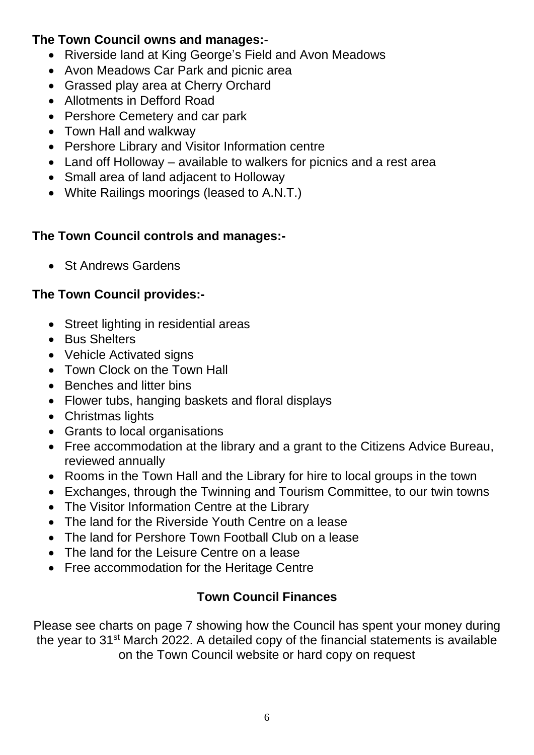**The Town Council owns and manages:-**

- Riverside land at King George's Field and Avon Meadows
- Avon Meadows Car Park and picnic area
- Grassed play area at Cherry Orchard
- Allotments in Defford Road
- Pershore Cemetery and car park
- Town Hall and walkway
- Pershore Library and Visitor Information centre
- Land off Holloway – available to walkers for picnics and a rest area
- Small area of land adjacent to Holloway
- White Railings moorings (leased to A.N.T.)

**The Town Council controls and manages:-**

- St Andrews Gardens

**The Town Council provides:-**

- Street lighting in residential areas
- Bus Shelters
- Vehicle Activated signs
- Town Clock on the Town Hall
- Benches and litter bins
- Flower tubs, hanging baskets and floral displays
- Christmas lights
- Grants to local organisations
- Free accommodation at the library and a grant to the Citizens Advice Bureau, reviewed annually
- Rooms in the Town Hall and the Library for hire to local groups in the town
- Exchanges, through the Twinning and Tourism Committee, to our twin towns
- The Visitor Information Centre at the Library
- The land for the Riverside Youth Centre on a lease
- The land for Pershore Town Football Club on a lease
- The land for the Leisure Centre on a lease
- Free accommodation for the Heritage Centre

## Town Council Finances

Please see charts on page 7 showing how the Council has spent your money during the year to 31st March 2022. A detailed copy of the financial statements is available on the Town Council website or hard copy on request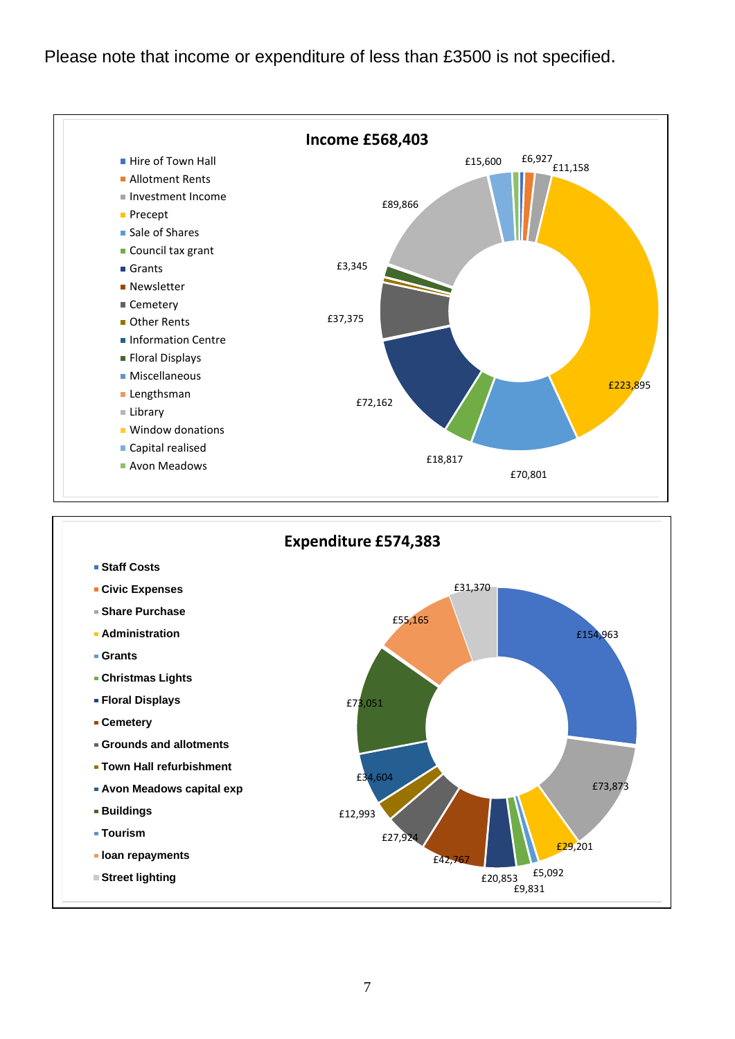Please note that income or expenditure of less than £3500 is not specified.

## Income £568,403

- Hire of Town Hall
- Allotment Rents
- Investment Income
- Precept
- Sale of Shares
- Council tax grant
- Grants
- Newsletter
- Cemetery
- Other Rents
- Information Centre
- Floral Displays
- Miscellaneous
- Lengthsman
- Library
- Window donations
- Capital realised
- Avon Meadows

£15,600 £6,927 £11,158 £89,866 £3,345 £37,375 £223,895 £72,162 £18,817 £70,801

## Expenditure £574,383

- **Staff Costs**
- **Civic Expenses**
- **Share Purchase**
- **Administration**
- **Grants**
- **Christmas Lights**
- **Floral Displays**
- **Cemetery**
- **Grounds and allotments**
- **Town Hall refurbishment**
- **Avon Meadows capital exp**
- **Buildings**
- **Tourism**
- **loan repayments**
- **Street lighting**

£31,370 £55,165 £154,963 £73,051 £34,604 £73,873 £12,993 £27,924 £29,201 £42,767 £5,092 £20,853 £9,831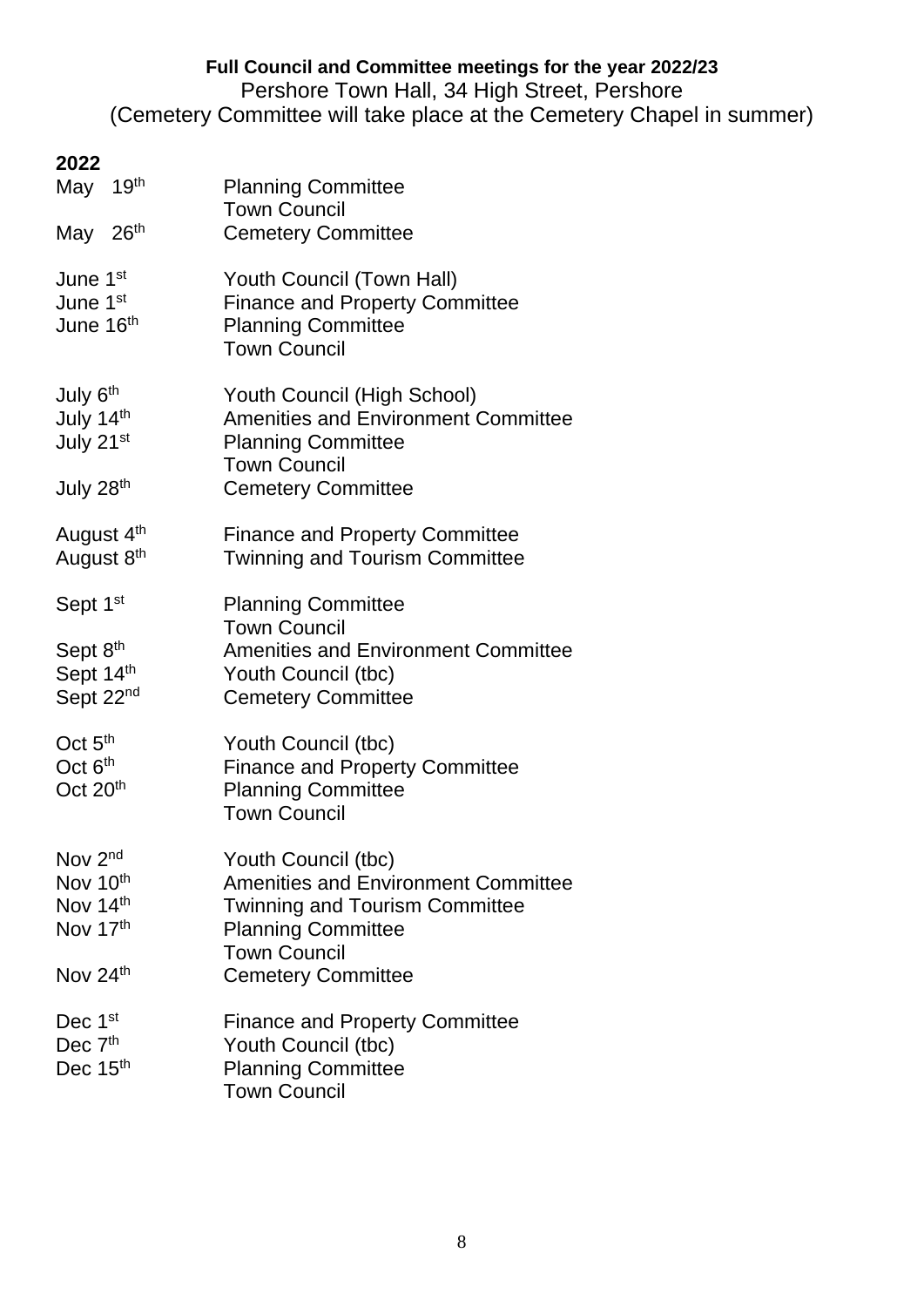**Full Council and Committee meetings for the year 2022/23**

Pershore Town Hall, 34 High Street, Pershore

(Cemetery Committee will take place at the Cemetery Chapel in summer)

**2022**

| | |
|---|---|
| May 19th | Planning Committee |
| | Town Council |
| May 26th | Cemetery Committee |
| | |
| June 1st | Youth Council (Town Hall) |
| June 1st | Finance and Property Committee |
| June 16th | Planning Committee |
| | Town Council |
| | |
| July 6th | Youth Council (High School) |
| July 14th | Amenities and Environment Committee |
| July 21st | Planning Committee |
| | Town Council |
| July 28th | Cemetery Committee |
| | |
| August 4th | Finance and Property Committee |
| August 8th | Twinning and Tourism Committee |
| | |
| Sept 1st | Planning Committee |
| | Town Council |
| Sept 8th | Amenities and Environment Committee |
| Sept 14th | Youth Council (tbc) |
| Sept 22nd | Cemetery Committee |
| | |
| Oct 5th | Youth Council (tbc) |
| Oct 6th | Finance and Property Committee |
| Oct 20th | Planning Committee |
| | Town Council |
| | |
| Nov 2nd | Youth Council (tbc) |
| Nov 10th | Amenities and Environment Committee |
| Nov 14th | Twinning and Tourism Committee |
| Nov 17th | Planning Committee |
| | Town Council |
| Nov 24th | Cemetery Committee |
| | |
| Dec 1st | Finance and Property Committee |
| Dec 7th | Youth Council (tbc) |
| Dec 15th | Planning Committee |
| | Town Council |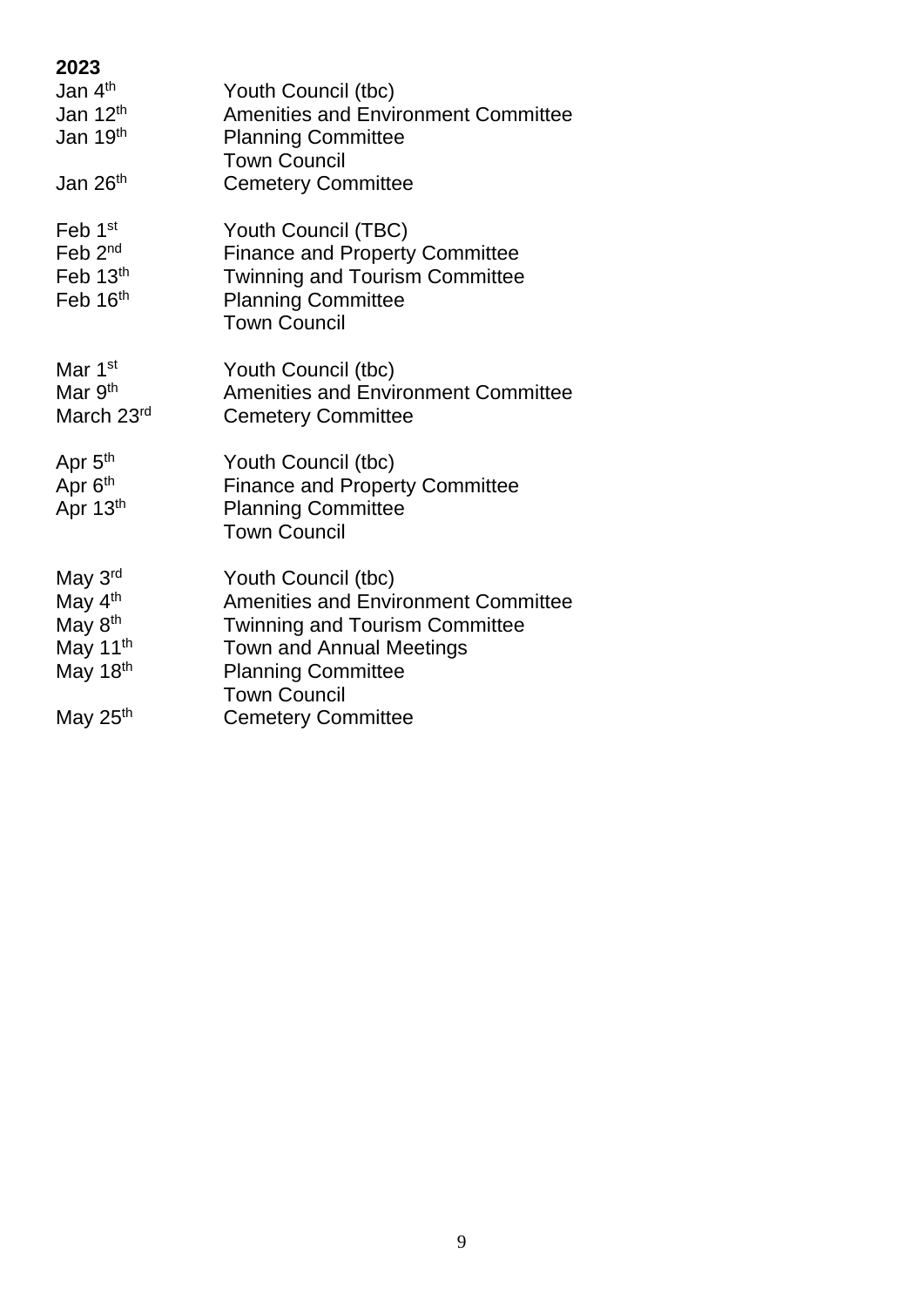**2023**

| | |
|---|---|
| Jan 4th | Youth Council (tbc) |
| Jan 12th | Amenities and Environment Committee |
| Jan 19th | Planning Committee |
| | Town Council |
| Jan 26th | Cemetery Committee |
| | |
| Feb 1st | Youth Council (TBC) |
| Feb 2nd | Finance and Property Committee |
| Feb 13th | Twinning and Tourism Committee |
| Feb 16th | Planning Committee |
| | Town Council |
| | |
| Mar 1st | Youth Council (tbc) |
| Mar 9th | Amenities and Environment Committee |
| March 23rd | Cemetery Committee |
| | |
| Apr 5th | Youth Council (tbc) |
| Apr 6th | Finance and Property Committee |
| Apr 13th | Planning Committee |
| | Town Council |
| | |
| May 3rd | Youth Council (tbc) |
| May 4th | Amenities and Environment Committee |
| May 8th | Twinning and Tourism Committee |
| May 11th | Town and Annual Meetings |
| May 18th | Planning Committee |
| | Town Council |
| May 25th | Cemetery Committee |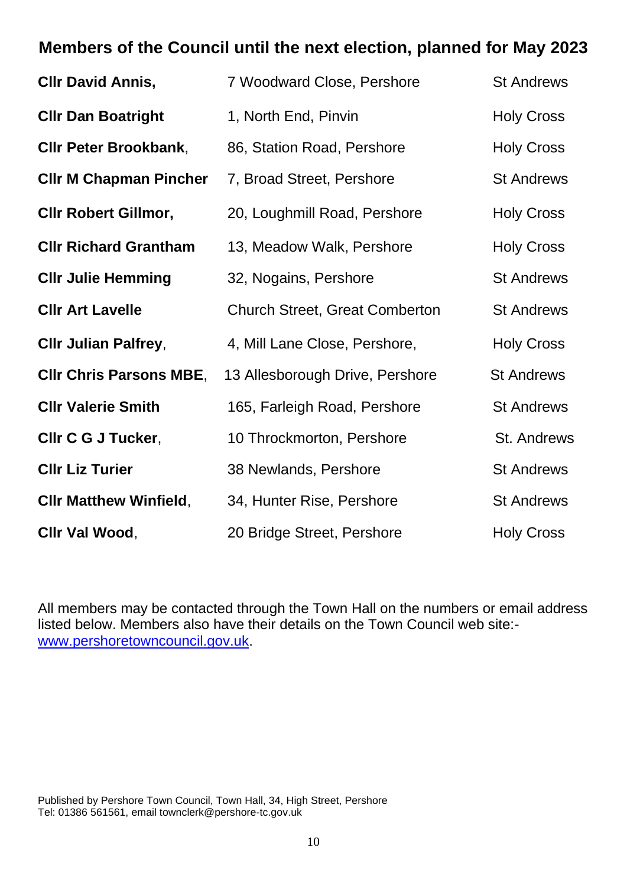## Members of the Council until the next election, planned for May 2023

| | | |
|---|---|---|
| **Cllr David Annis,** | 7 Woodward Close, Pershore | St Andrews |
| **Cllr Dan Boatright** | 1, North End, Pinvin | Holy Cross |
| **Cllr Peter Brookbank**, | 86, Station Road, Pershore | Holy Cross |
| **Cllr M Chapman Pincher** | 7, Broad Street, Pershore | St Andrews |
| **Cllr Robert Gillmor,** | 20, Loughmill Road, Pershore | Holy Cross |
| **Cllr Richard Grantham** | 13, Meadow Walk, Pershore | Holy Cross |
| **Cllr Julie Hemming** | 32, Nogains, Pershore | St Andrews |
| **Cllr Art Lavelle** | Church Street, Great Comberton | St Andrews |
| **Cllr Julian Palfrey**, | 4, Mill Lane Close, Pershore, | Holy Cross |
| **Cllr Chris Parsons MBE**, | 13 Allesborough Drive, Pershore | St Andrews |
| **Cllr Valerie Smith** | 165, Farleigh Road, Pershore | St Andrews |
| **Cllr C G J Tucker**, | 10 Throckmorton, Pershore | St. Andrews |
| **Cllr Liz Turier** | 38 Newlands, Pershore | St Andrews |
| **Cllr Matthew Winfield**, | 34, Hunter Rise, Pershore | St Andrews |
| **Cllr Val Wood**, | 20 Bridge Street, Pershore | Holy Cross |

All members may be contacted through the Town Hall on the numbers or email address listed below. Members also have their details on the Town Council web site:- [www.pershoretowncouncil.gov.uk](http://www.pershoretowncouncil.gov.uk).

Published by Pershore Town Council, Town Hall, 34, High Street, Pershore
Tel: 01386 561561, email townclerk@pershore-tc.gov.uk